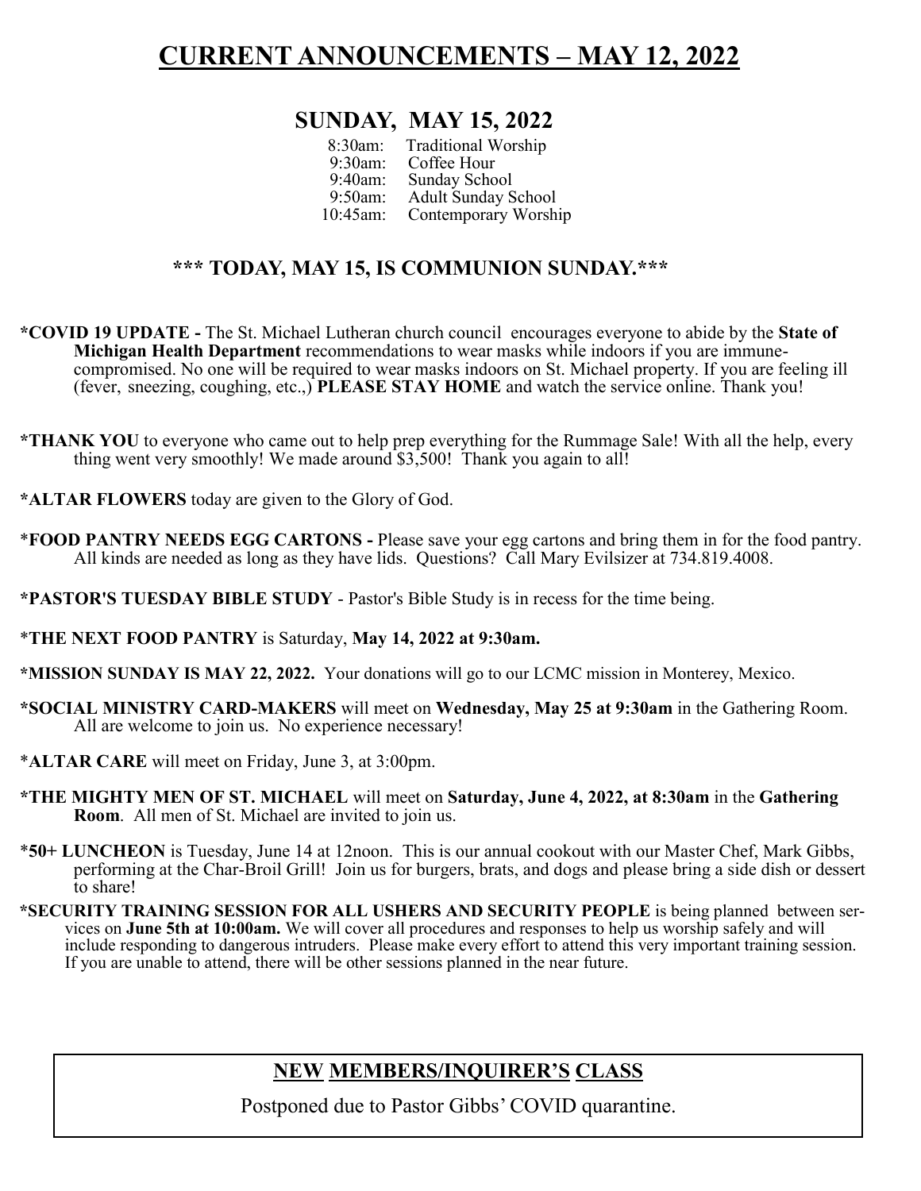# CURRENT ANNOUNCEMENTS – MAY 12, 2022

## SUNDAY, MAY 15, 2022

8:30am: Traditional Worship
9:30am: Coffee Hour
9:40am: Sunday School
9:50am: Adult Sunday School
10:45am: Contemporary Worship

### *** TODAY, MAY 15, IS COMMUNION SUNDAY.***

***COVID 19 UPDATE -** The St. Michael Lutheran church council encourages everyone to abide by the **State of Michigan Health Department** recommendations to wear masks while indoors if you are immune-compromised. No one will be required to wear masks indoors on St. Michael property. If you are feeling ill (fever, sneezing, coughing, etc.,) **PLEASE STAY HOME** and watch the service online. Thank you!

***THANK YOU** to everyone who came out to help prep everything for the Rummage Sale! With all the help, every thing went very smoothly! We made around $3,500! Thank you again to all!

***ALTAR FLOWERS** today are given to the Glory of God.

***FOOD PANTRY NEEDS EGG CARTONS -** Please save your egg cartons and bring them in for the food pantry. All kinds are needed as long as they have lids. Questions? Call Mary Evilsizer at 734.819.4008.

***PASTOR'S TUESDAY BIBLE STUDY** - Pastor's Bible Study is in recess for the time being.

***THE NEXT FOOD PANTRY** is Saturday, **May 14, 2022 at 9:30am.**

***MISSION SUNDAY IS MAY 22, 2022.** Your donations will go to our LCMC mission in Monterey, Mexico.

***SOCIAL MINISTRY CARD-MAKERS** will meet on **Wednesday, May 25 at 9:30am** in the Gathering Room. All are welcome to join us. No experience necessary!

***ALTAR CARE** will meet on Friday, June 3, at 3:00pm.

***THE MIGHTY MEN OF ST. MICHAEL** will meet on **Saturday, June 4, 2022, at 8:30am** in the **Gathering Room**. All men of St. Michael are invited to join us.

***50+ LUNCHEON** is Tuesday, June 14 at 12noon. This is our annual cookout with our Master Chef, Mark Gibbs, performing at the Char-Broil Grill! Join us for burgers, brats, and dogs and please bring a side dish or dessert to share!

***SECURITY TRAINING SESSION FOR ALL USHERS AND SECURITY PEOPLE** is being planned between services on **June 5th at 10:00am.** We will cover all procedures and responses to help us worship safely and will include responding to dangerous intruders. Please make every effort to attend this very important training session. If you are unable to attend, there will be other sessions planned in the near future.

## NEW MEMBERS/INQUIRER'S CLASS

Postponed due to Pastor Gibbs' COVID quarantine.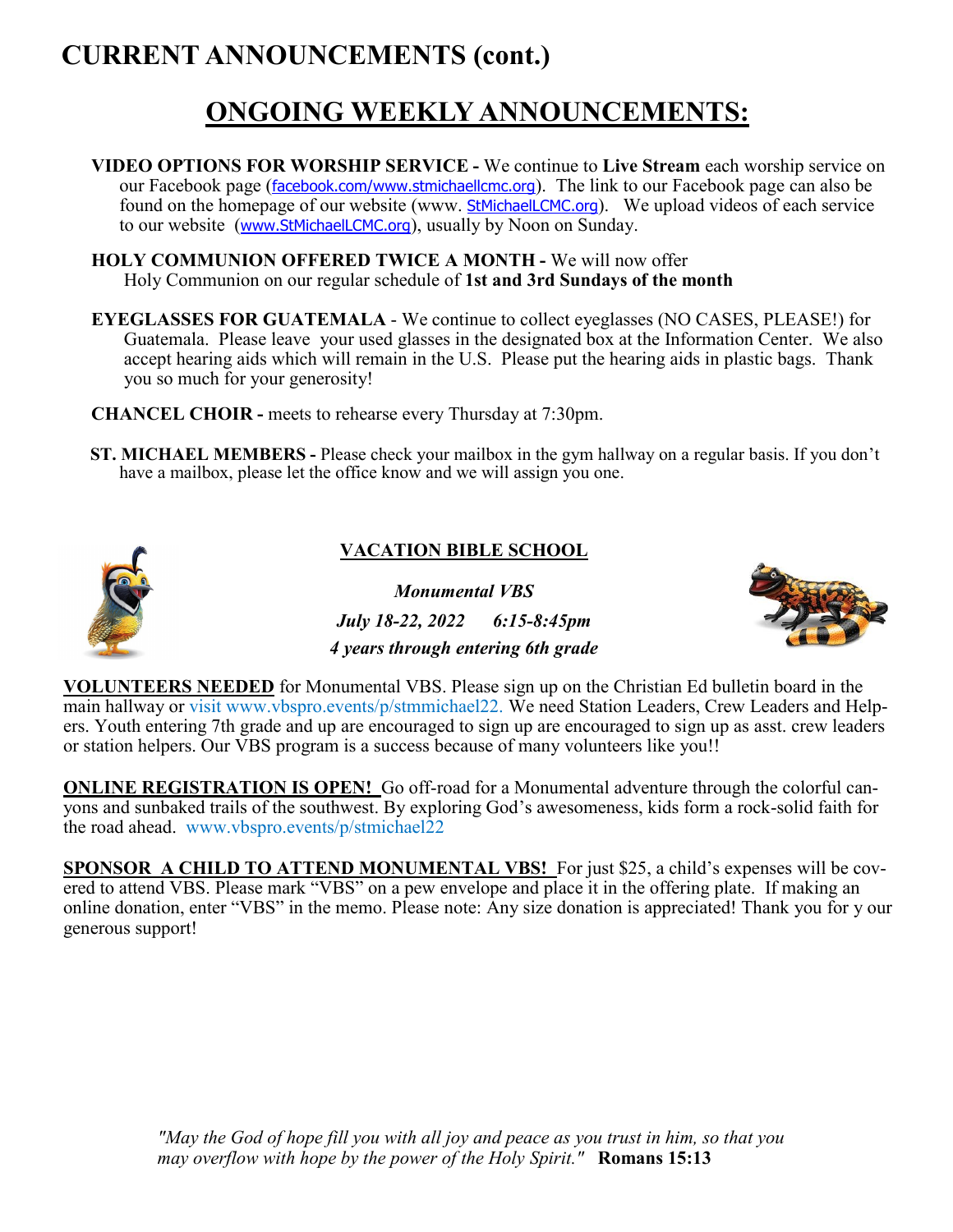# CURRENT ANNOUNCEMENTS (cont.)

## ONGOING WEEKLY ANNOUNCEMENTS:

**VIDEO OPTIONS FOR WORSHIP SERVICE -** We continue to **Live Stream** each worship service on our Facebook page (facebook.com/www.stmichaellcmc.org). The link to our Facebook page can also be found on the homepage of our website (www. StMichaelLCMC.org). We upload videos of each service to our website (www.StMichaelLCMC.org), usually by Noon on Sunday.

**HOLY COMMUNION OFFERED TWICE A MONTH -** We will now offer Holy Communion on our regular schedule of **1st and 3rd Sundays of the month**

**EYEGLASSES FOR GUATEMALA** - We continue to collect eyeglasses (NO CASES, PLEASE!) for Guatemala. Please leave your used glasses in the designated box at the Information Center. We also accept hearing aids which will remain in the U.S. Please put the hearing aids in plastic bags. Thank you so much for your generosity!

**CHANCEL CHOIR -** meets to rehearse every Thursday at 7:30pm.

**ST. MICHAEL MEMBERS -** Please check your mailbox in the gym hallway on a regular basis. If you don't have a mailbox, please let the office know and we will assign you one.

### VACATION BIBLE SCHOOL

***Monumental VBS***

***July 18-22, 2022 6:15-8:45pm***

***4 years through entering 6th grade***

**VOLUNTEERS NEEDED** for Monumental VBS. Please sign up on the Christian Ed bulletin board in the main hallway or visit www.vbspro.events/p/stmmichael22. We need Station Leaders, Crew Leaders and Helpers. Youth entering 7th grade and up are encouraged to sign up are encouraged to sign up as asst. crew leaders or station helpers. Our VBS program is a success because of many volunteers like you!!

**ONLINE REGISTRATION IS OPEN!** Go off-road for a Monumental adventure through the colorful canyons and sunbaked trails of the southwest. By exploring God's awesomeness, kids form a rock-solid faith for the road ahead. www.vbspro.events/p/stmichael22

**SPONSOR A CHILD TO ATTEND MONUMENTAL VBS!** For just $25, a child's expenses will be covered to attend VBS. Please mark "VBS" on a pew envelope and place it in the offering plate. If making an online donation, enter "VBS" in the memo. Please note: Any size donation is appreciated! Thank you for y our generous support!

*"May the God of hope fill you with all joy and peace as you trust in him, so that you may overflow with hope by the power of the Holy Spirit."* **Romans 15:13**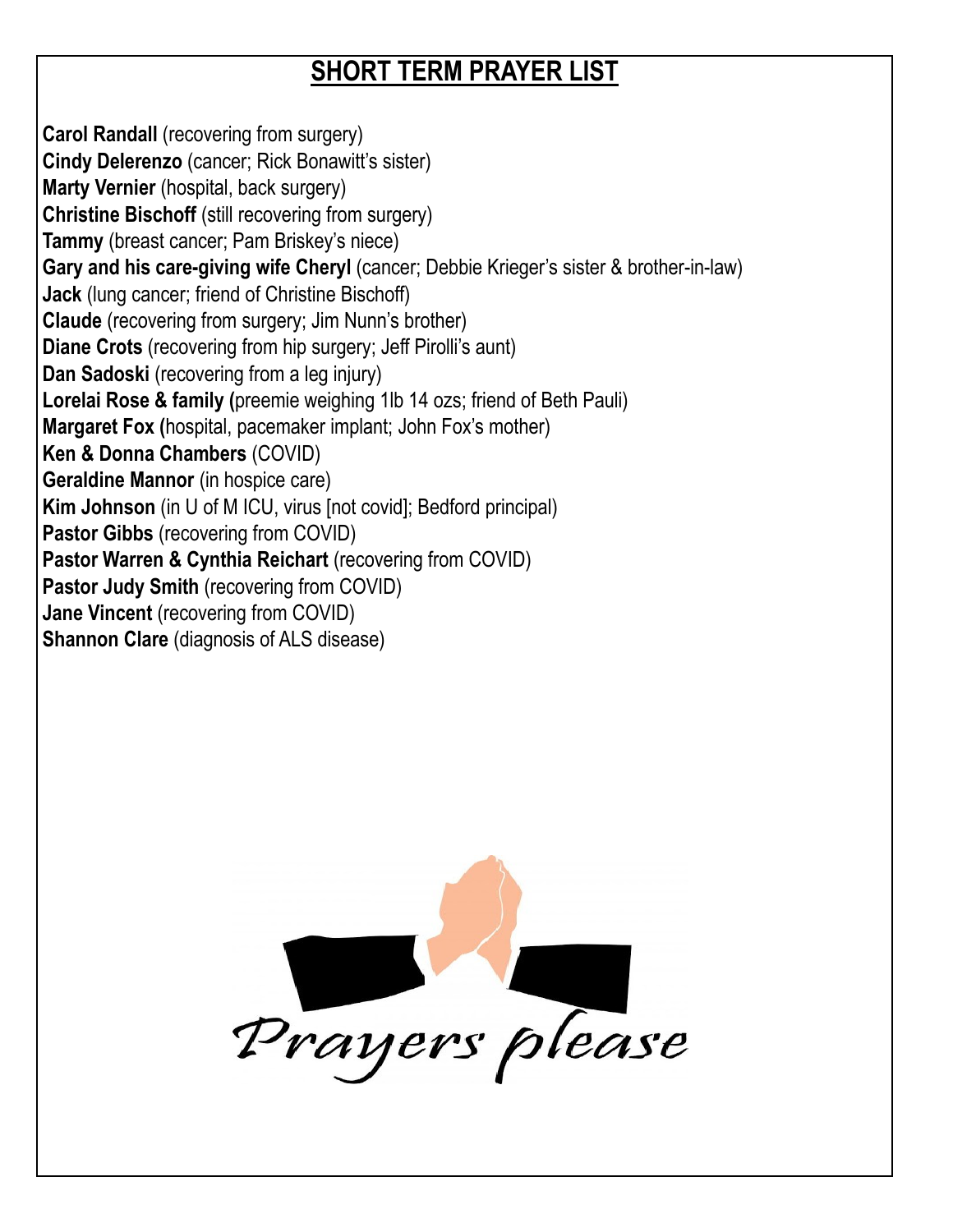## SHORT TERM PRAYER LIST

**Carol Randall** (recovering from surgery)
**Cindy Delerenzo** (cancer; Rick Bonawitt's sister)
**Marty Vernier** (hospital, back surgery)
**Christine Bischoff** (still recovering from surgery)
**Tammy** (breast cancer; Pam Briskey's niece)
**Gary and his care-giving wife Cheryl** (cancer; Debbie Krieger's sister & brother-in-law)
**Jack** (lung cancer; friend of Christine Bischoff)
**Claude** (recovering from surgery; Jim Nunn's brother)
**Diane Crots** (recovering from hip surgery; Jeff Pirolli's aunt)
**Dan Sadoski** (recovering from a leg injury)
**Lorelai Rose & family (**preemie weighing 1lb 14 ozs; friend of Beth Pauli)
**Margaret Fox (**hospital, pacemaker implant; John Fox's mother)
**Ken & Donna Chambers** (COVID)
**Geraldine Mannor** (in hospice care)
**Kim Johnson** (in U of M ICU, virus [not covid]; Bedford principal)
**Pastor Gibbs** (recovering from COVID)
**Pastor Warren & Cynthia Reichart** (recovering from COVID)
**Pastor Judy Smith** (recovering from COVID)
**Jane Vincent** (recovering from COVID)
**Shannon Clare** (diagnosis of ALS disease)

*Prayers please*